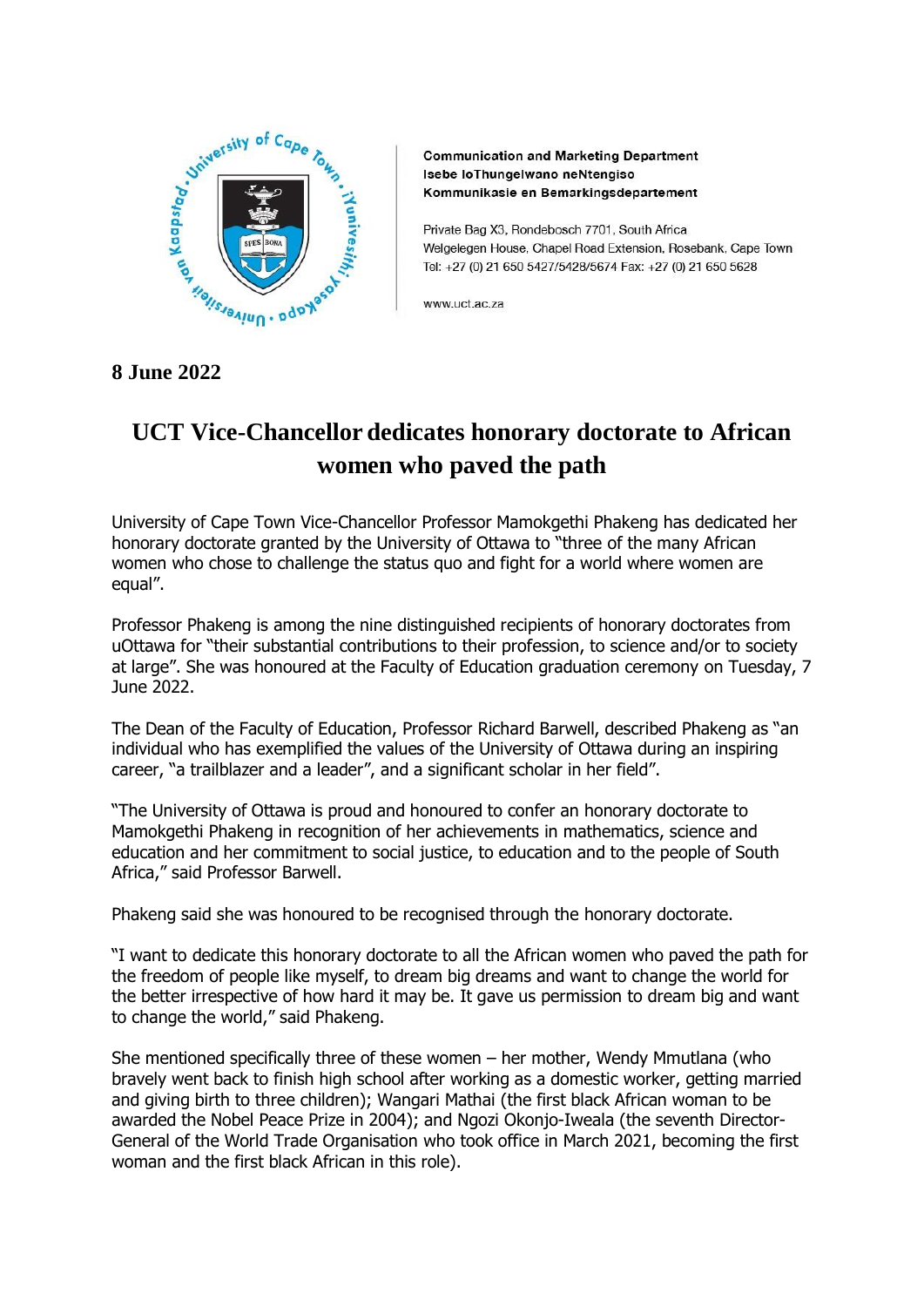**Communication and Marketing Department**
**Isebe loThungelwano neNtengiso**
**Kommunikasie en Bemarkingsdepartement**

Private Bag X3, Rondebosch 7701, South Africa
Welgelegen House, Chapel Road Extension, Rosebank, Cape Town
Tel: +27 (0) 21 650 5427/5428/5674 Fax: +27 (0) 21 650 5628

www.uct.ac.za

**8 June 2022**

# UCT Vice-Chancellor dedicates honorary doctorate to African women who paved the path

University of Cape Town Vice-Chancellor Professor Mamokgethi Phakeng has dedicated her honorary doctorate granted by the University of Ottawa to "three of the many African women who chose to challenge the status quo and fight for a world where women are equal".

Professor Phakeng is among the nine distinguished recipients of honorary doctorates from uOttawa for "their substantial contributions to their profession, to science and/or to society at large". She was honoured at the Faculty of Education graduation ceremony on Tuesday, 7 June 2022.

The Dean of the Faculty of Education, Professor Richard Barwell, described Phakeng as "an individual who has exemplified the values of the University of Ottawa during an inspiring career, "a trailblazer and a leader", and a significant scholar in her field".

"The University of Ottawa is proud and honoured to confer an honorary doctorate to Mamokgethi Phakeng in recognition of her achievements in mathematics, science and education and her commitment to social justice, to education and to the people of South Africa," said Professor Barwell.

Phakeng said she was honoured to be recognised through the honorary doctorate.

"I want to dedicate this honorary doctorate to all the African women who paved the path for the freedom of people like myself, to dream big dreams and want to change the world for the better irrespective of how hard it may be. It gave us permission to dream big and want to change the world," said Phakeng.

She mentioned specifically three of these women – her mother, Wendy Mmutlana (who bravely went back to finish high school after working as a domestic worker, getting married and giving birth to three children); Wangari Mathai (the first black African woman to be awarded the Nobel Peace Prize in 2004); and Ngozi Okonjo-Iweala (the seventh Director-General of the World Trade Organisation who took office in March 2021, becoming the first woman and the first black African in this role).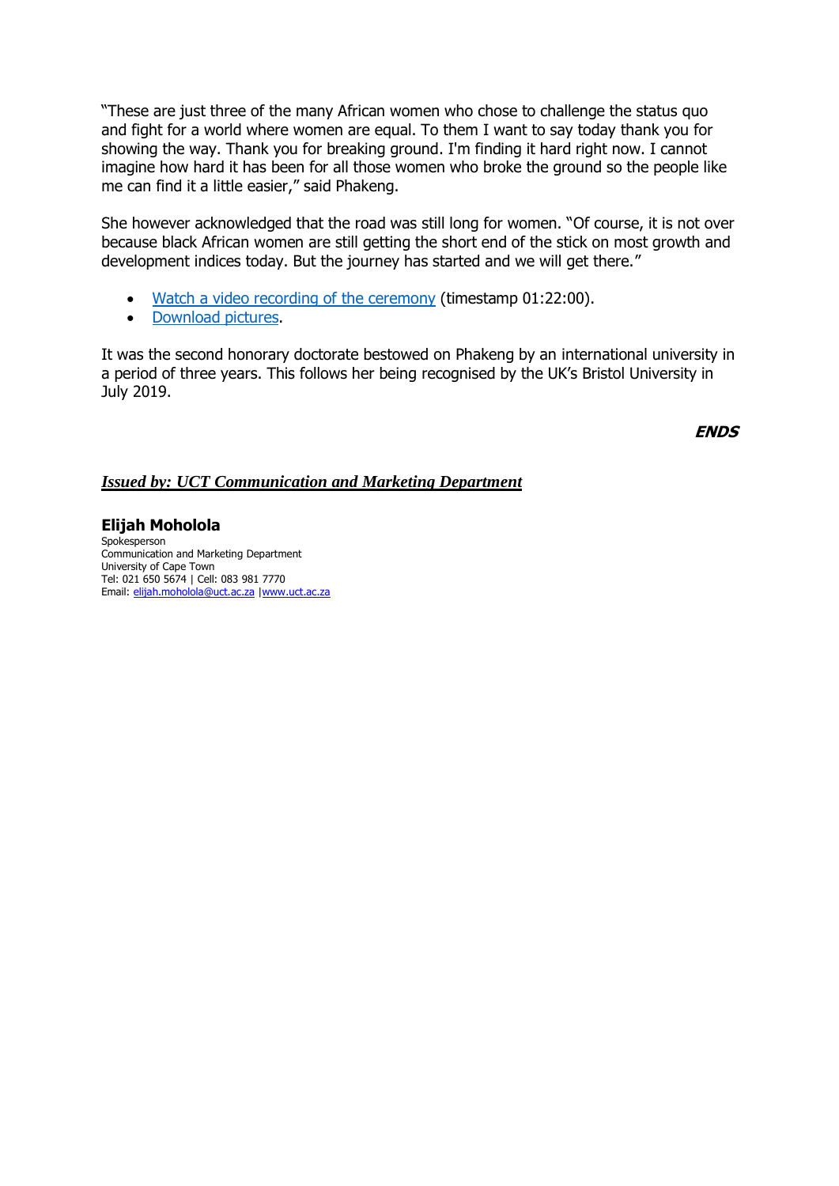"These are just three of the many African women who chose to challenge the status quo and fight for a world where women are equal. To them I want to say today thank you for showing the way. Thank you for breaking ground. I'm finding it hard right now. I cannot imagine how hard it has been for all those women who broke the ground so the people like me can find it a little easier," said Phakeng.

She however acknowledged that the road was still long for women. "Of course, it is not over because black African women are still getting the short end of the stick on most growth and development indices today. But the journey has started and we will get there."

- Watch a video recording of the ceremony (timestamp 01:22:00).
- Download pictures.

It was the second honorary doctorate bestowed on Phakeng by an international university in a period of three years. This follows her being recognised by the UK's Bristol University in July 2019.

***ENDS***

***Issued by: UCT Communication and Marketing Department***

**Elijah Moholola**
Spokesperson
Communication and Marketing Department
University of Cape Town
Tel: 021 650 5674 | Cell: 083 981 7770
Email: elijah.moholola@uct.ac.za |www.uct.ac.za